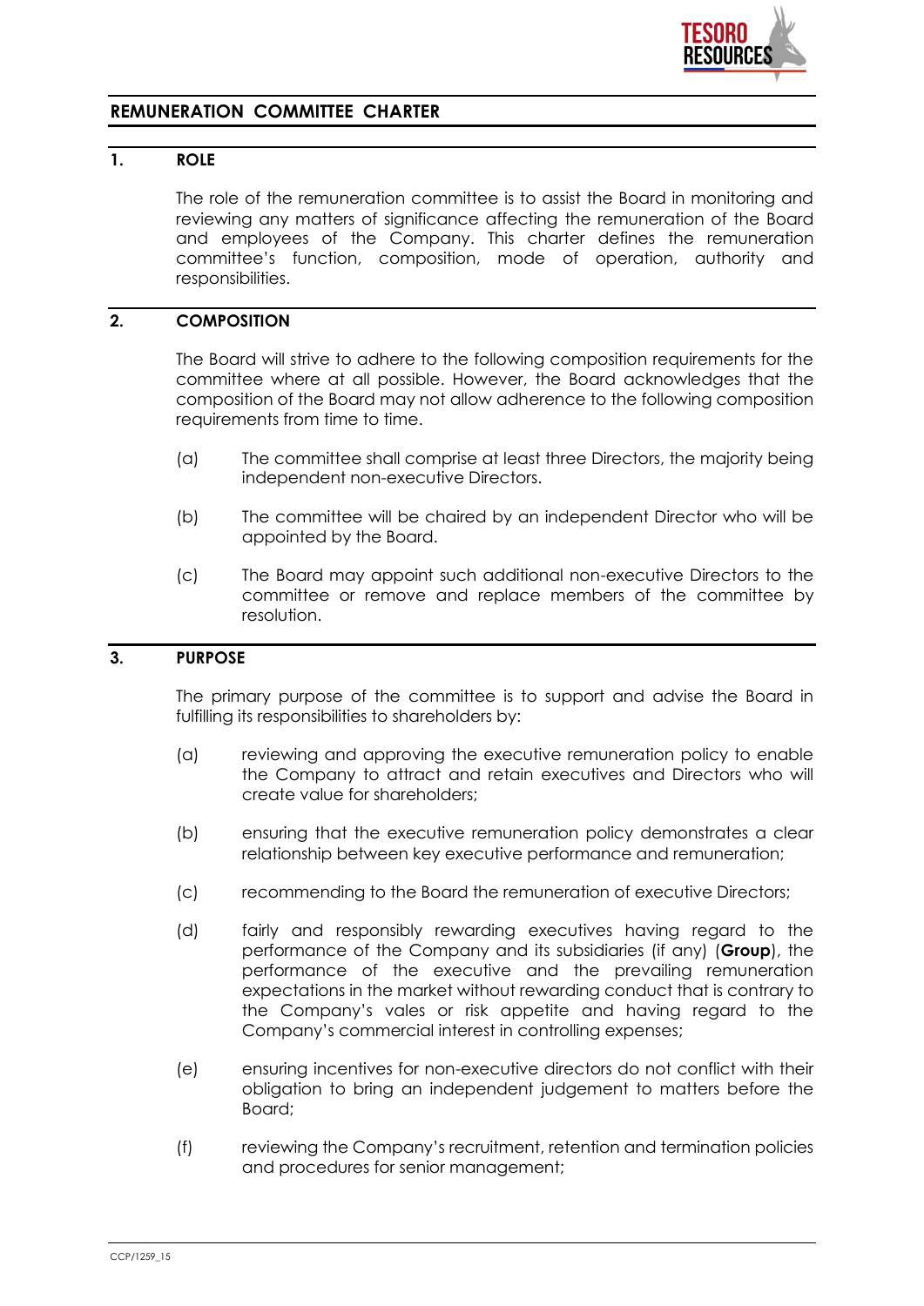# REMUNERATION COMMITTEE CHARTER

## 1. ROLE

The role of the remuneration committee is to assist the Board in monitoring and reviewing any matters of significance affecting the remuneration of the Board and employees of the Company. This charter defines the remuneration committee's function, composition, mode of operation, authority and responsibilities.

## 2. COMPOSITION

The Board will strive to adhere to the following composition requirements for the committee where at all possible. However, the Board acknowledges that the composition of the Board may not allow adherence to the following composition requirements from time to time.

(a) The committee shall comprise at least three Directors, the majority being independent non-executive Directors.

(b) The committee will be chaired by an independent Director who will be appointed by the Board.

(c) The Board may appoint such additional non-executive Directors to the committee or remove and replace members of the committee by resolution.

## 3. PURPOSE

The primary purpose of the committee is to support and advise the Board in fulfilling its responsibilities to shareholders by:

(a) reviewing and approving the executive remuneration policy to enable the Company to attract and retain executives and Directors who will create value for shareholders;

(b) ensuring that the executive remuneration policy demonstrates a clear relationship between key executive performance and remuneration;

(c) recommending to the Board the remuneration of executive Directors;

(d) fairly and responsibly rewarding executives having regard to the performance of the Company and its subsidiaries (if any) (**Group**), the performance of the executive and the prevailing remuneration expectations in the market without rewarding conduct that is contrary to the Company's vales or risk appetite and having regard to the Company's commercial interest in controlling expenses;

(e) ensuring incentives for non-executive directors do not conflict with their obligation to bring an independent judgement to matters before the Board;

(f) reviewing the Company's recruitment, retention and termination policies and procedures for senior management;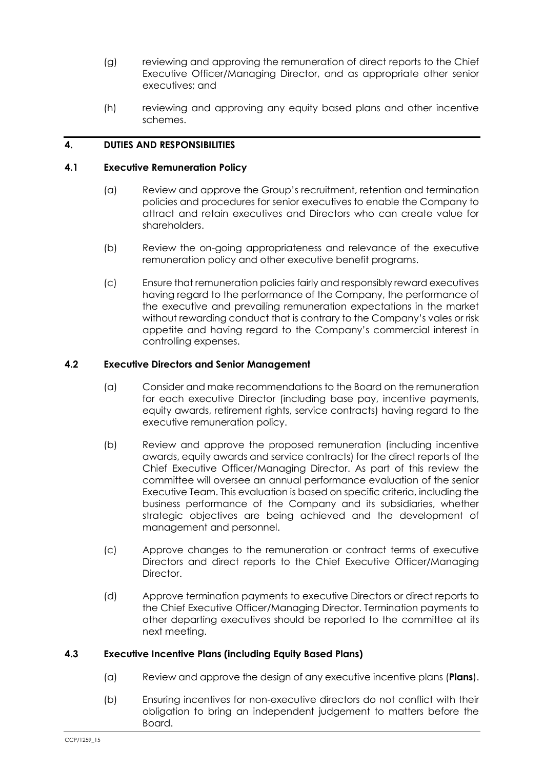(g) reviewing and approving the remuneration of direct reports to the Chief Executive Officer/Managing Director, and as appropriate other senior executives; and

(h) reviewing and approving any equity based plans and other incentive schemes.

## 4. DUTIES AND RESPONSIBILITIES

### 4.1 Executive Remuneration Policy

(a) Review and approve the Group's recruitment, retention and termination policies and procedures for senior executives to enable the Company to attract and retain executives and Directors who can create value for shareholders.

(b) Review the on-going appropriateness and relevance of the executive remuneration policy and other executive benefit programs.

(c) Ensure that remuneration policies fairly and responsibly reward executives having regard to the performance of the Company, the performance of the executive and prevailing remuneration expectations in the market without rewarding conduct that is contrary to the Company's vales or risk appetite and having regard to the Company's commercial interest in controlling expenses.

### 4.2 Executive Directors and Senior Management

(a) Consider and make recommendations to the Board on the remuneration for each executive Director (including base pay, incentive payments, equity awards, retirement rights, service contracts) having regard to the executive remuneration policy.

(b) Review and approve the proposed remuneration (including incentive awards, equity awards and service contracts) for the direct reports of the Chief Executive Officer/Managing Director. As part of this review the committee will oversee an annual performance evaluation of the senior Executive Team. This evaluation is based on specific criteria, including the business performance of the Company and its subsidiaries, whether strategic objectives are being achieved and the development of management and personnel.

(c) Approve changes to the remuneration or contract terms of executive Directors and direct reports to the Chief Executive Officer/Managing Director.

(d) Approve termination payments to executive Directors or direct reports to the Chief Executive Officer/Managing Director. Termination payments to other departing executives should be reported to the committee at its next meeting.

### 4.3 Executive Incentive Plans (including Equity Based Plans)

(a) Review and approve the design of any executive incentive plans (**Plans**).

(b) Ensuring incentives for non-executive directors do not conflict with their obligation to bring an independent judgement to matters before the Board.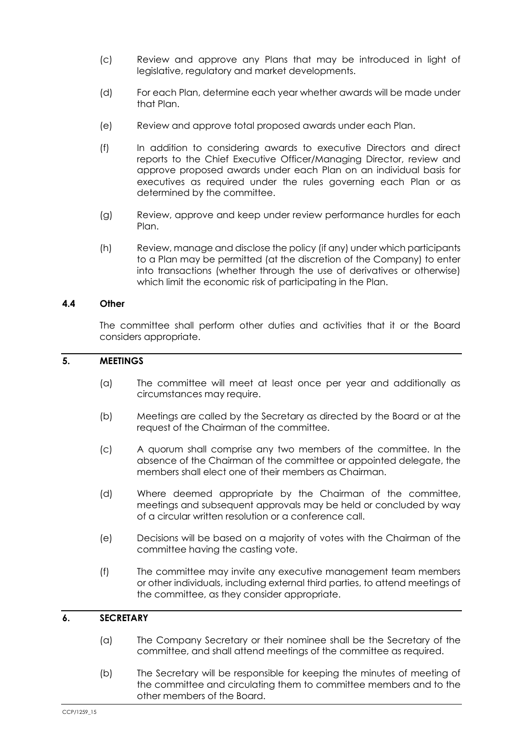(c) Review and approve any Plans that may be introduced in light of legislative, regulatory and market developments.

(d) For each Plan, determine each year whether awards will be made under that Plan.

(e) Review and approve total proposed awards under each Plan.

(f) In addition to considering awards to executive Directors and direct reports to the Chief Executive Officer/Managing Director, review and approve proposed awards under each Plan on an individual basis for executives as required under the rules governing each Plan or as determined by the committee.

(g) Review, approve and keep under review performance hurdles for each Plan.

(h) Review, manage and disclose the policy (if any) under which participants to a Plan may be permitted (at the discretion of the Company) to enter into transactions (whether through the use of derivatives or otherwise) which limit the economic risk of participating in the Plan.

### 4.4 Other

The committee shall perform other duties and activities that it or the Board considers appropriate.

## 5. MEETINGS

(a) The committee will meet at least once per year and additionally as circumstances may require.

(b) Meetings are called by the Secretary as directed by the Board or at the request of the Chairman of the committee.

(c) A quorum shall comprise any two members of the committee. In the absence of the Chairman of the committee or appointed delegate, the members shall elect one of their members as Chairman.

(d) Where deemed appropriate by the Chairman of the committee, meetings and subsequent approvals may be held or concluded by way of a circular written resolution or a conference call.

(e) Decisions will be based on a majority of votes with the Chairman of the committee having the casting vote.

(f) The committee may invite any executive management team members or other individuals, including external third parties, to attend meetings of the committee, as they consider appropriate.

## 6. SECRETARY

(a) The Company Secretary or their nominee shall be the Secretary of the committee, and shall attend meetings of the committee as required.

(b) The Secretary will be responsible for keeping the minutes of meeting of the committee and circulating them to committee members and to the other members of the Board.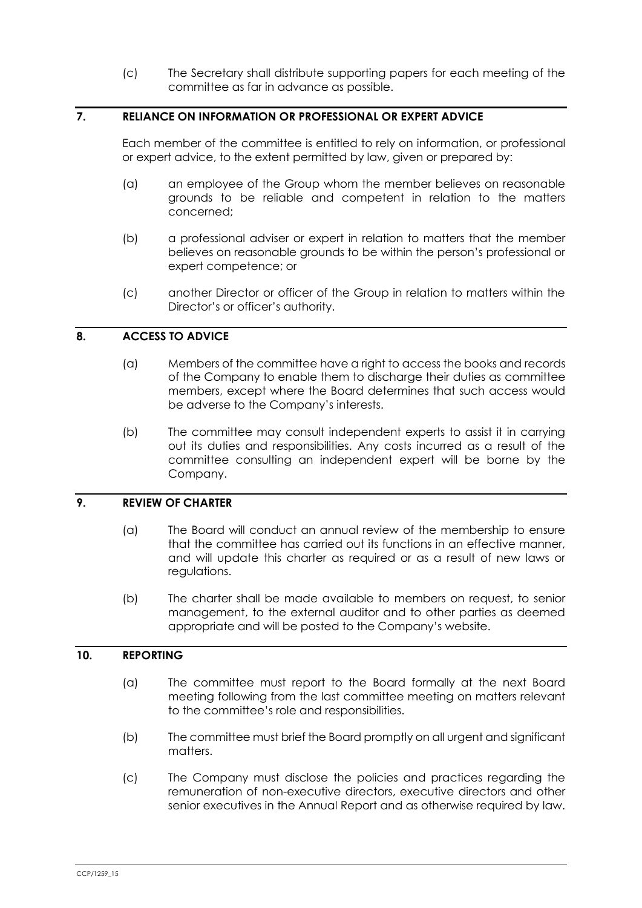(c) The Secretary shall distribute supporting papers for each meeting of the committee as far in advance as possible.

## 7. RELIANCE ON INFORMATION OR PROFESSIONAL OR EXPERT ADVICE

Each member of the committee is entitled to rely on information, or professional or expert advice, to the extent permitted by law, given or prepared by:

(a) an employee of the Group whom the member believes on reasonable grounds to be reliable and competent in relation to the matters concerned;

(b) a professional adviser or expert in relation to matters that the member believes on reasonable grounds to be within the person's professional or expert competence; or

(c) another Director or officer of the Group in relation to matters within the Director's or officer's authority.

## 8. ACCESS TO ADVICE

(a) Members of the committee have a right to access the books and records of the Company to enable them to discharge their duties as committee members, except where the Board determines that such access would be adverse to the Company's interests.

(b) The committee may consult independent experts to assist it in carrying out its duties and responsibilities. Any costs incurred as a result of the committee consulting an independent expert will be borne by the Company.

## 9. REVIEW OF CHARTER

(a) The Board will conduct an annual review of the membership to ensure that the committee has carried out its functions in an effective manner, and will update this charter as required or as a result of new laws or regulations.

(b) The charter shall be made available to members on request, to senior management, to the external auditor and to other parties as deemed appropriate and will be posted to the Company's website.

## 10. REPORTING

(a) The committee must report to the Board formally at the next Board meeting following from the last committee meeting on matters relevant to the committee's role and responsibilities.

(b) The committee must brief the Board promptly on all urgent and significant matters.

(c) The Company must disclose the policies and practices regarding the remuneration of non-executive directors, executive directors and other senior executives in the Annual Report and as otherwise required by law.

CCP/1259_15